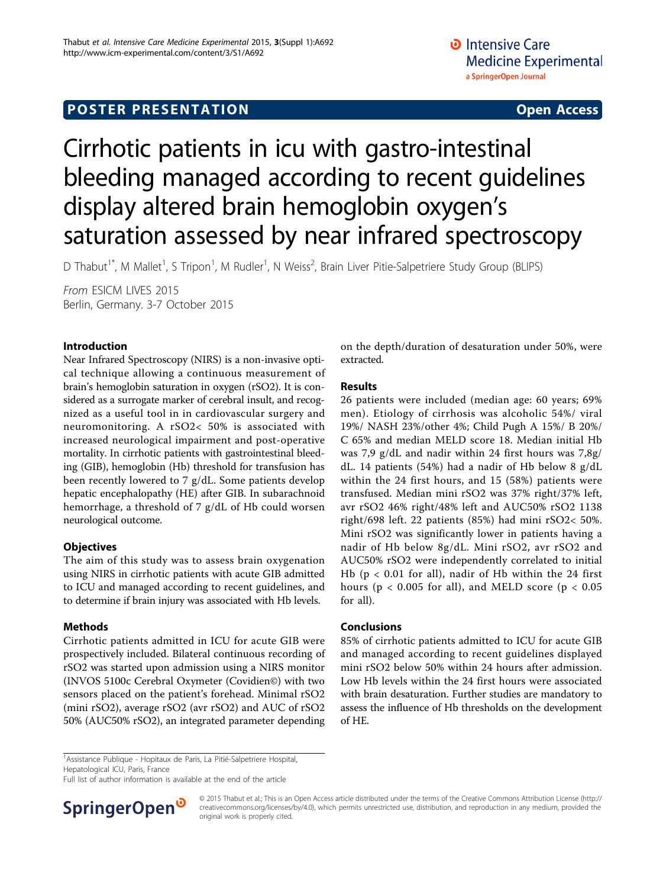**POSTER PRESENTATION** **Open Access**

# Cirrhotic patients in icu with gastro-intestinal bleeding managed according to recent guidelines display altered brain hemoglobin oxygen's saturation assessed by near infrared spectroscopy

D Thabut[1*], M Mallet[1], S Tripon[1], M Rudler[1], N Weiss[2], Brain Liver Pitie-Salpetriere Study Group (BLIPS)

*From* ESICM LIVES 2015
Berlin, Germany. 3-7 October 2015

## Introduction

Near Infrared Spectroscopy (NIRS) is a non-invasive optical technique allowing a continuous measurement of brain's hemoglobin saturation in oxygen (rSO2). It is considered as a surrogate marker of cerebral insult, and recognized as a useful tool in in cardiovascular surgery and neuromonitoring. A rSO2< 50% is associated with increased neurological impairment and post-operative mortality. In cirrhotic patients with gastrointestinal bleeding (GIB), hemoglobin (Hb) threshold for transfusion has been recently lowered to 7 g/dL. Some patients develop hepatic encephalopathy (HE) after GIB. In subarachnoid hemorrhage, a threshold of 7 g/dL of Hb could worsen neurological outcome.

## Objectives

The aim of this study was to assess brain oxygenation using NIRS in cirrhotic patients with acute GIB admitted to ICU and managed according to recent guidelines, and to determine if brain injury was associated with Hb levels.

## Methods

Cirrhotic patients admitted in ICU for acute GIB were prospectively included. Bilateral continuous recording of rSO2 was started upon admission using a NIRS monitor (INVOS 5100c Cerebral Oxymeter (Covidien©) with two sensors placed on the patient's forehead. Minimal rSO2 (mini rSO2), average rSO2 (avr rSO2) and AUC of rSO2 50% (AUC50% rSO2), an integrated parameter depending on the depth/duration of desaturation under 50%, were extracted.

## Results

26 patients were included (median age: 60 years; 69% men). Etiology of cirrhosis was alcoholic 54%/ viral 19%/ NASH 23%/other 4%; Child Pugh A 15%/ B 20%/ C 65% and median MELD score 18. Median initial Hb was 7,9 g/dL and nadir within 24 first hours was 7,8g/dL. 14 patients (54%) had a nadir of Hb below 8 g/dL within the 24 first hours, and 15 (58%) patients were transfused. Median mini rSO2 was 37% right/37% left, avr rSO2 46% right/48% left and AUC50% rSO2 1138 right/698 left. 22 patients (85%) had mini rSO2< 50%. Mini rSO2 was significantly lower in patients having a nadir of Hb below 8g/dL. Mini rSO2, avr rSO2 and AUC50% rSO2 were independently correlated to initial Hb ($p < 0.01$ for all), nadir of Hb within the 24 first hours ($p < 0.005$ for all), and MELD score ($p < 0.05$ for all).

## Conclusions

85% of cirrhotic patients admitted to ICU for acute GIB and managed according to recent guidelines displayed mini rSO2 below 50% within 24 hours after admission. Low Hb levels within the 24 first hours were associated with brain desaturation. Further studies are mandatory to assess the influence of Hb thresholds on the development of HE.

[1]Assistance Publique - Hopitaux de Paris, La Pitié-Salpetriere Hospital, Hepatological ICU, Paris, France
Full list of author information is available at the end of the article

© 2015 Thabut et al.; This is an Open Access article distributed under the terms of the Creative Commons Attribution License (http://creativecommons.org/licenses/by/4.0), which permits unrestricted use, distribution, and reproduction in any medium, provided the original work is properly cited.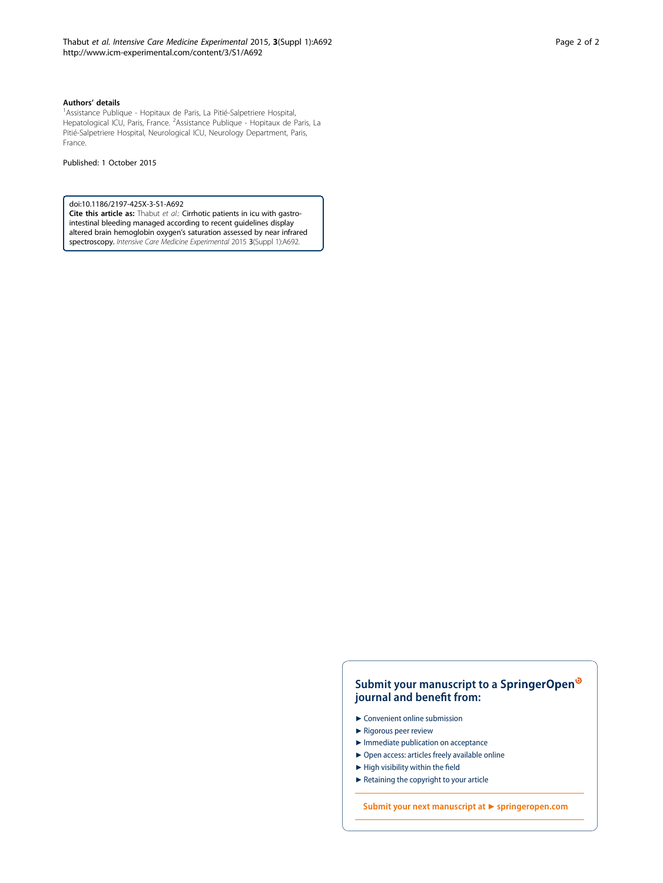#### Authors' details

[1]Assistance Publique - Hopitaux de Paris, La Pitié-Salpetriere Hospital, Hepatological ICU, Paris, France. [2]Assistance Publique - Hopitaux de Paris, La Pitié-Salpetriere Hospital, Neurological ICU, Neurology Department, Paris, France.

Published: 1 October 2015

doi:10.1186/2197-425X-3-S1-A692

**Cite this article as:** Thabut *et al.*: Cirrhotic patients in icu with gastro-intestinal bleeding managed according to recent guidelines display altered brain hemoglobin oxygen's saturation assessed by near infrared spectroscopy. *Intensive Care Medicine Experimental* 2015 **3**(Suppl 1):A692.

**Submit your manuscript to a SpringerOpen journal and benefit from:**

- ► Convenient online submission
- ► Rigorous peer review
- ► Immediate publication on acceptance
- ► Open access: articles freely available online
- ► High visibility within the field
- ► Retaining the copyright to your article

**Submit your next manuscript at ► springeropen.com**